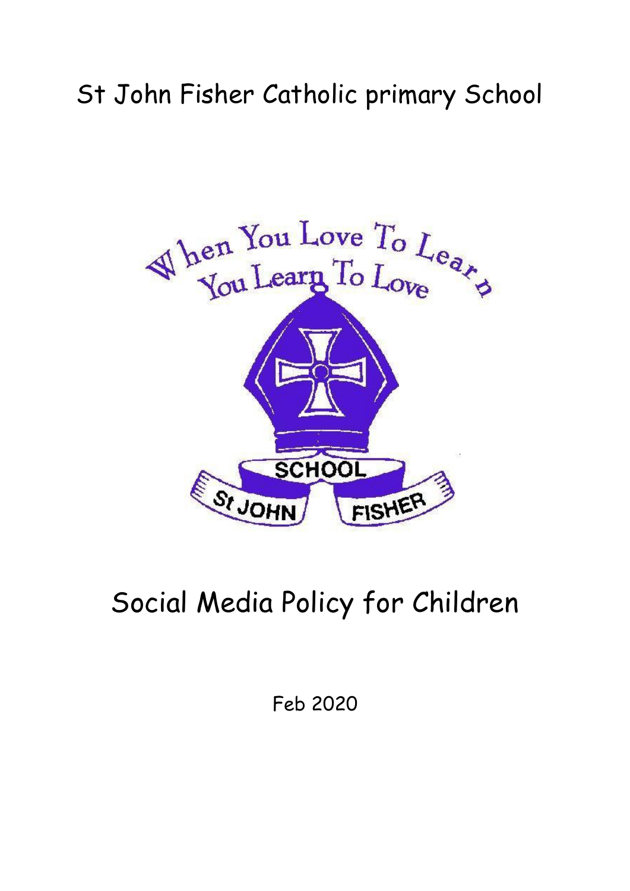# St John Fisher Catholic primary School

# Social Media Policy for Children

Feb 2020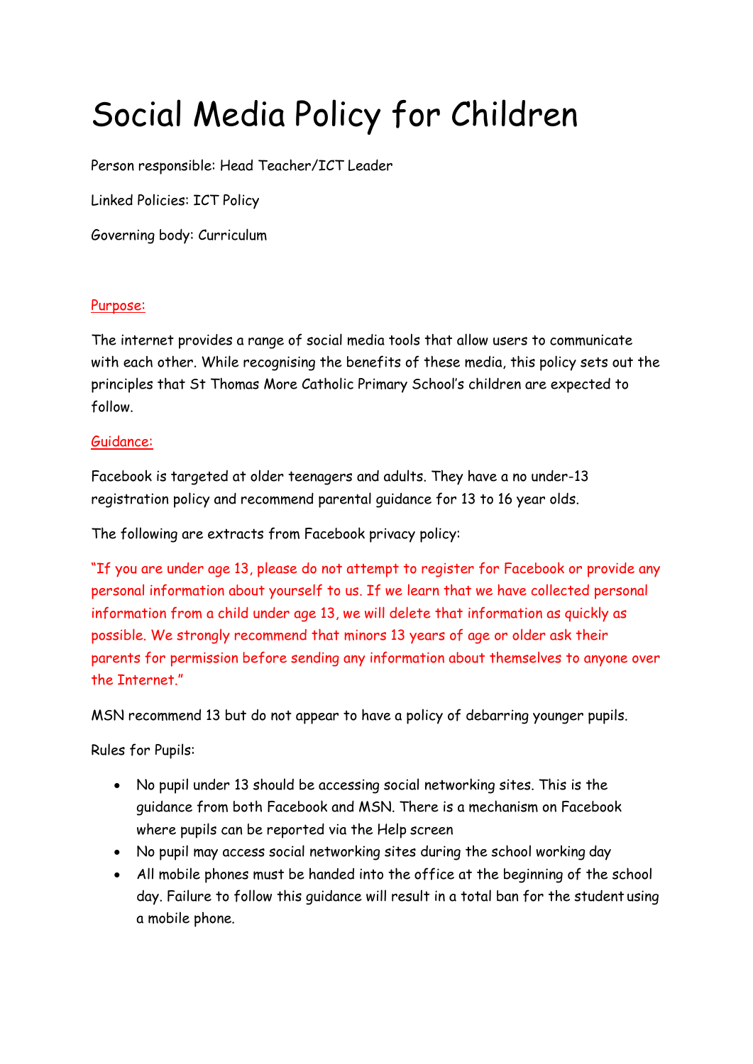# Social Media Policy for Children

Person responsible: Head Teacher/ICT Leader

Linked Policies: ICT Policy

Governing body: Curriculum

## Purpose:

The internet provides a range of social media tools that allow users to communicate with each other. While recognising the benefits of these media, this policy sets out the principles that St Thomas More Catholic Primary School's children are expected to follow.

## Guidance:

Facebook is targeted at older teenagers and adults. They have a no under-13 registration policy and recommend parental guidance for 13 to 16 year olds.

The following are extracts from Facebook privacy policy:

"If you are under age 13, please do not attempt to register for Facebook or provide any personal information about yourself to us. If we learn that we have collected personal information from a child under age 13, we will delete that information as quickly as possible. We strongly recommend that minors 13 years of age or older ask their parents for permission before sending any information about themselves to anyone over the Internet."

MSN recommend 13 but do not appear to have a policy of debarring younger pupils.

Rules for Pupils:

- No pupil under 13 should be accessing social networking sites. This is the guidance from both Facebook and MSN. There is a mechanism on Facebook where pupils can be reported via the Help screen
- No pupil may access social networking sites during the school working day
- All mobile phones must be handed into the office at the beginning of the school day. Failure to follow this guidance will result in a total ban for the student using a mobile phone.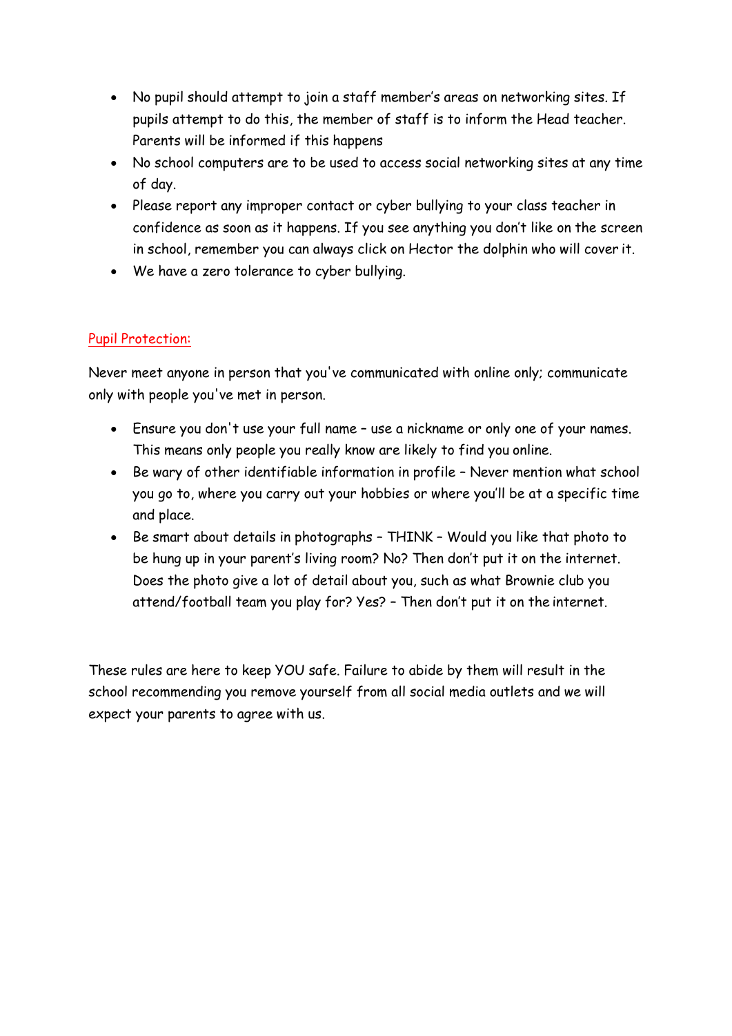- No pupil should attempt to join a staff member's areas on networking sites. If pupils attempt to do this, the member of staff is to inform the Head teacher. Parents will be informed if this happens
- No school computers are to be used to access social networking sites at any time of day.
- Please report any improper contact or cyber bullying to your class teacher in confidence as soon as it happens. If you see anything you don't like on the screen in school, remember you can always click on Hector the dolphin who will cover it.
- We have a zero tolerance to cyber bullying.

## Pupil Protection:

Never meet anyone in person that you've communicated with online only; communicate only with people you've met in person.

- Ensure you don't use your full name – use a nickname or only one of your names. This means only people you really know are likely to find you online.
- Be wary of other identifiable information in profile – Never mention what school you go to, where you carry out your hobbies or where you'll be at a specific time and place.
- Be smart about details in photographs – THINK – Would you like that photo to be hung up in your parent's living room? No? Then don't put it on the internet. Does the photo give a lot of detail about you, such as what Brownie club you attend/football team you play for? Yes? – Then don't put it on the internet.

These rules are here to keep YOU safe. Failure to abide by them will result in the school recommending you remove yourself from all social media outlets and we will expect your parents to agree with us.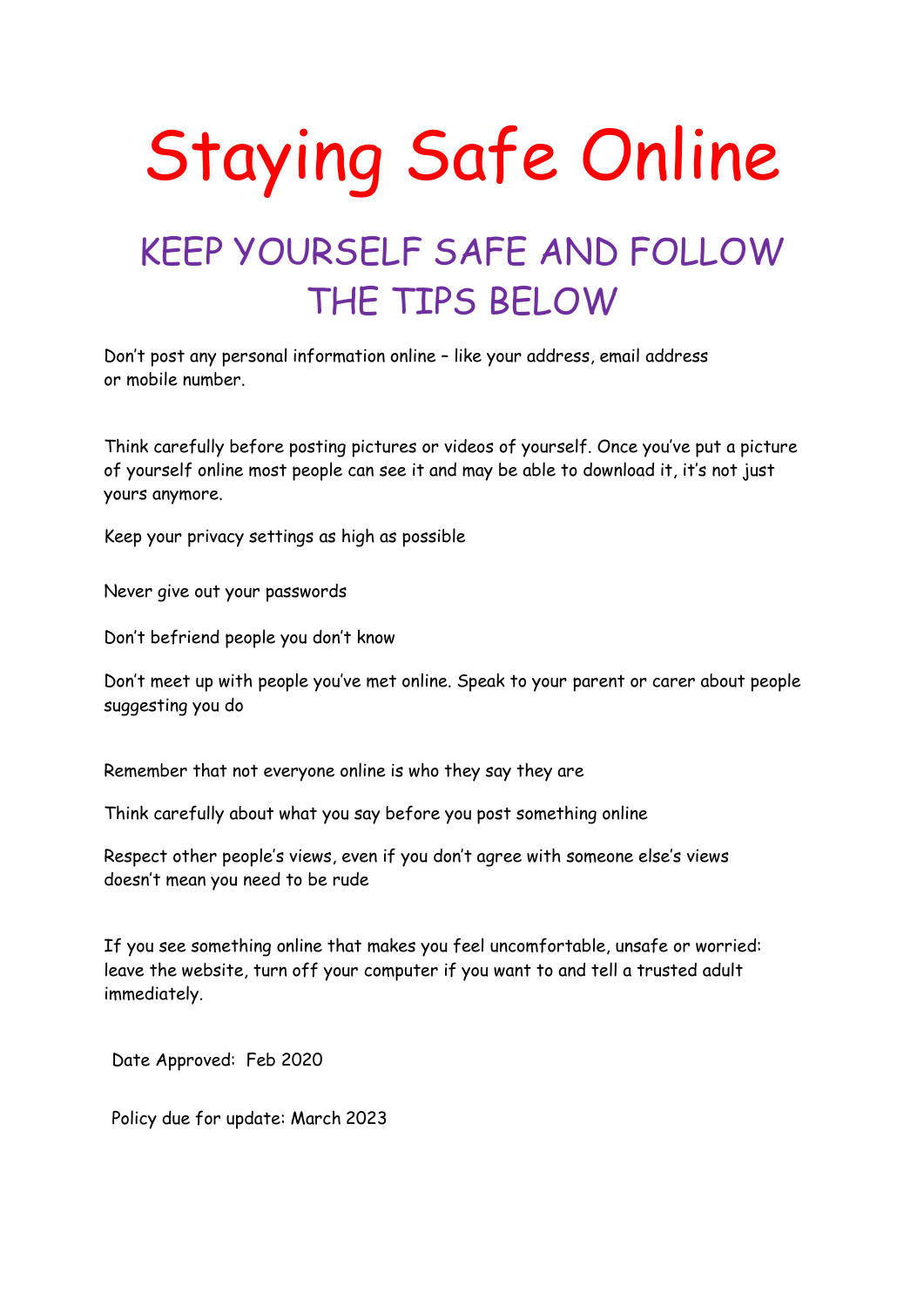# Staying Safe Online

## KEEP YOURSELF SAFE AND FOLLOW THE TIPS BELOW

Don't post any personal information online – like your address, email address or mobile number.

Think carefully before posting pictures or videos of yourself. Once you've put a picture of yourself online most people can see it and may be able to download it, it's not just yours anymore.

Keep your privacy settings as high as possible

Never give out your passwords

Don't befriend people you don't know

Don't meet up with people you've met online. Speak to your parent or carer about people suggesting you do

Remember that not everyone online is who they say they are

Think carefully about what you say before you post something online

Respect other people's views, even if you don't agree with someone else's views doesn't mean you need to be rude

If you see something online that makes you feel uncomfortable, unsafe or worried: leave the website, turn off your computer if you want to and tell a trusted adult immediately.

Date Approved: Feb 2020

Policy due for update: March 2023